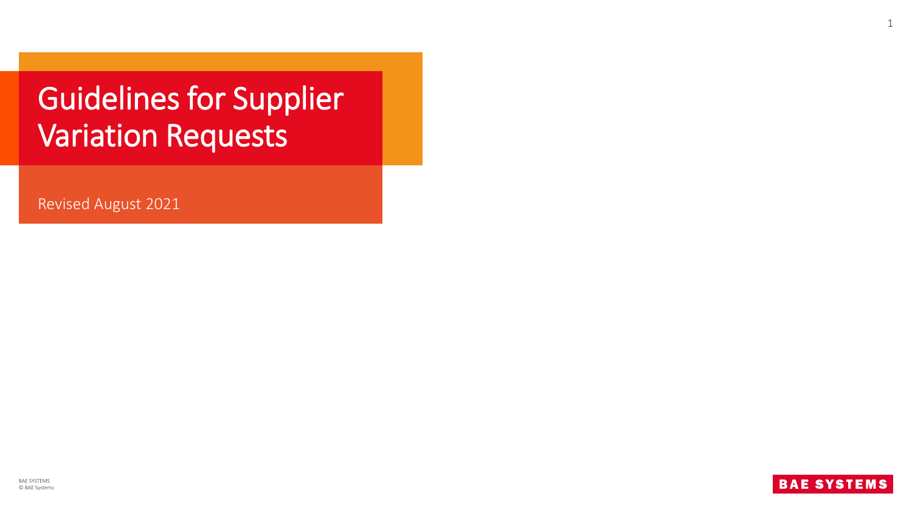# Guidelines for Supplier Variation Requests

Revised August 2021

BAE SYSTEMS
© BAE Systems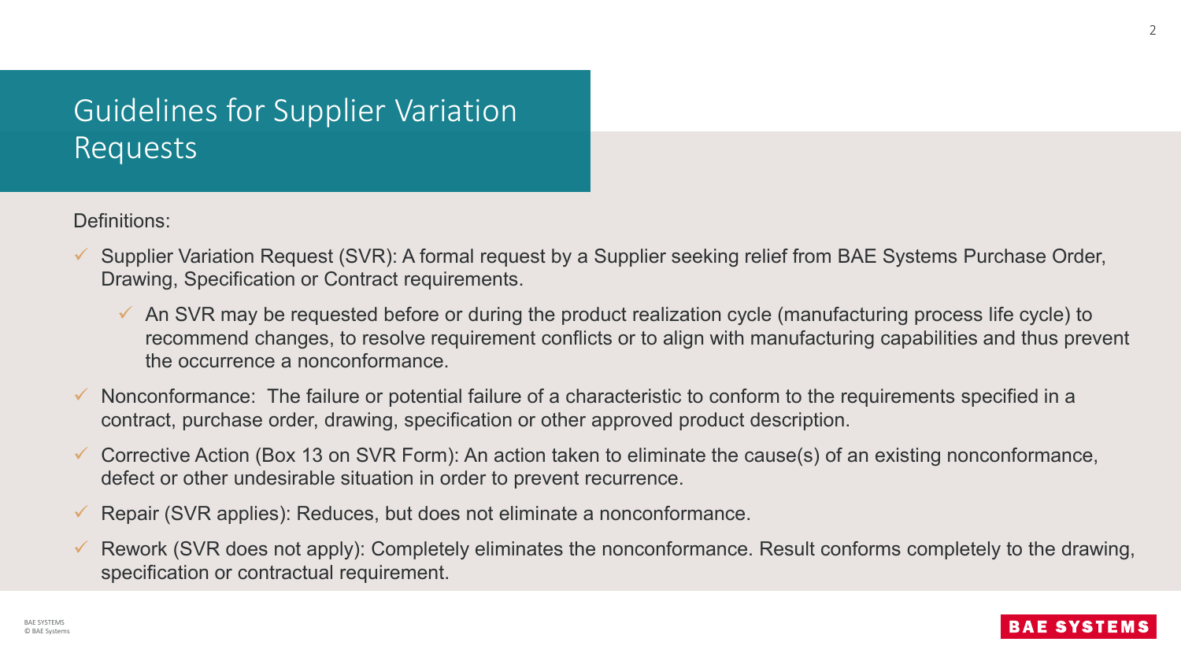# Guidelines for Supplier Variation Requests

Definitions:

- ✓ Supplier Variation Request (SVR): A formal request by a Supplier seeking relief from BAE Systems Purchase Order, Drawing, Specification or Contract requirements.
  - ✓ An SVR may be requested before or during the product realization cycle (manufacturing process life cycle) to recommend changes, to resolve requirement conflicts or to align with manufacturing capabilities and thus prevent the occurrence a nonconformance.
- ✓ Nonconformance: The failure or potential failure of a characteristic to conform to the requirements specified in a contract, purchase order, drawing, specification or other approved product description.
- ✓ Corrective Action (Box 13 on SVR Form): An action taken to eliminate the cause(s) of an existing nonconformance, defect or other undesirable situation in order to prevent recurrence.
- ✓ Repair (SVR applies): Reduces, but does not eliminate a nonconformance.
- ✓ Rework (SVR does not apply): Completely eliminates the nonconformance. Result conforms completely to the drawing, specification or contractual requirement.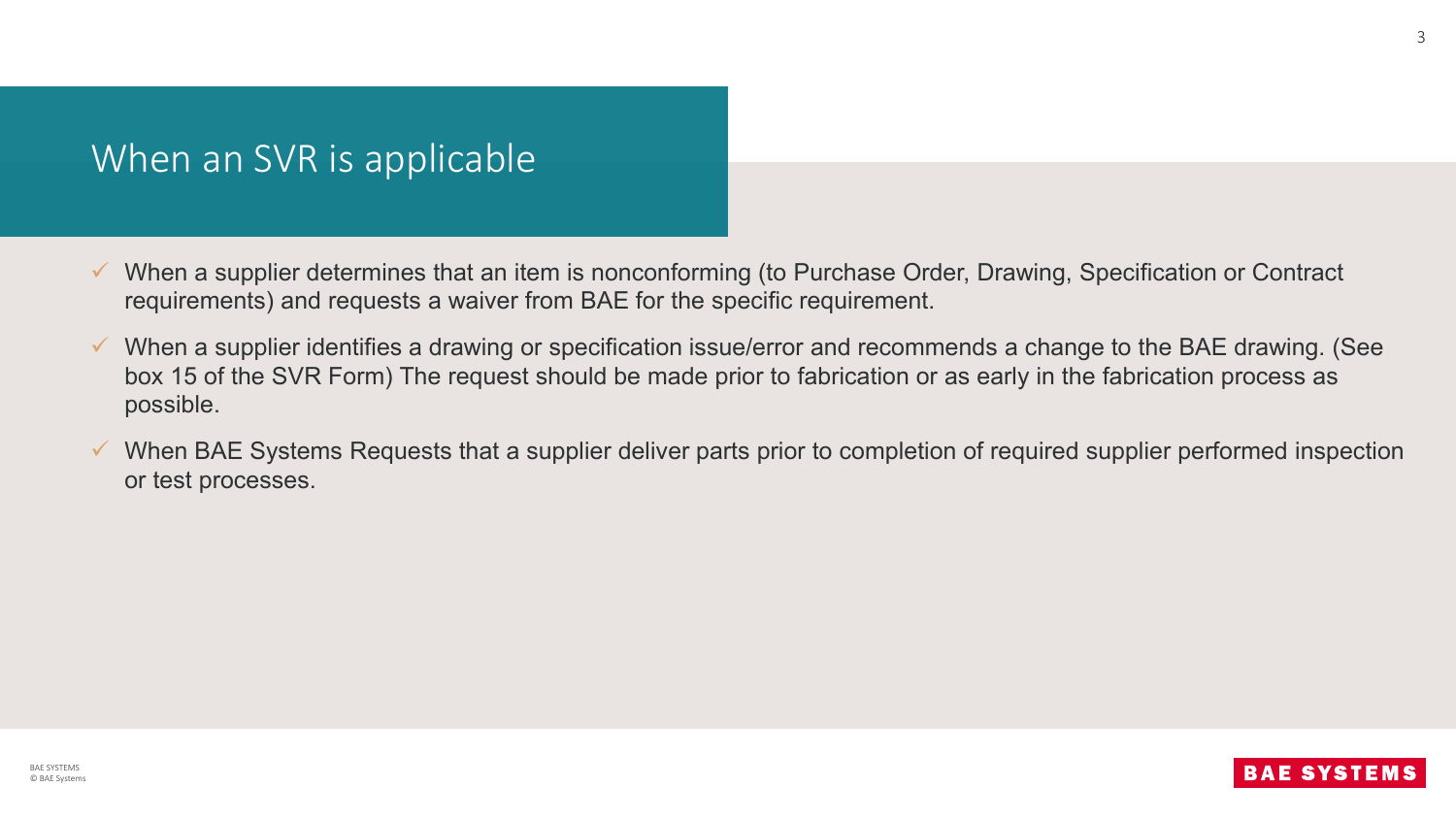# When an SVR is applicable

- When a supplier determines that an item is nonconforming (to Purchase Order, Drawing, Specification or Contract requirements) and requests a waiver from BAE for the specific requirement.
- When a supplier identifies a drawing or specification issue/error and recommends a change to the BAE drawing. (See box 15 of the SVR Form) The request should be made prior to fabrication or as early in the fabrication process as possible.
- When BAE Systems Requests that a supplier deliver parts prior to completion of required supplier performed inspection or test processes.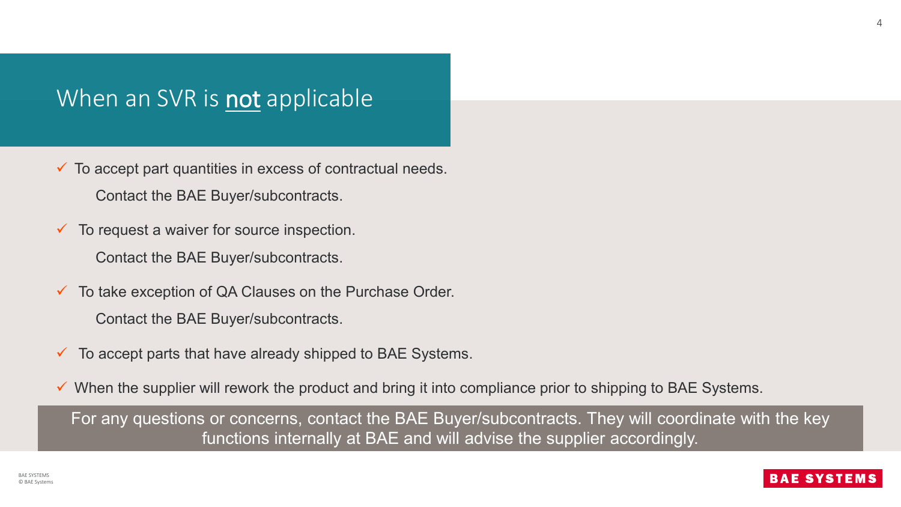# When an SVR is <u>not</u> applicable

- ✓ To accept part quantities in excess of contractual needs.

  Contact the BAE Buyer/subcontracts.

- ✓ To request a waiver for source inspection.

  Contact the BAE Buyer/subcontracts.

- ✓ To take exception of QA Clauses on the Purchase Order.

  Contact the BAE Buyer/subcontracts.

- ✓ To accept parts that have already shipped to BAE Systems.

- ✓ When the supplier will rework the product and bring it into compliance prior to shipping to BAE Systems.

For any questions or concerns, contact the BAE Buyer/subcontracts. They will coordinate with the key functions internally at BAE and will advise the supplier accordingly.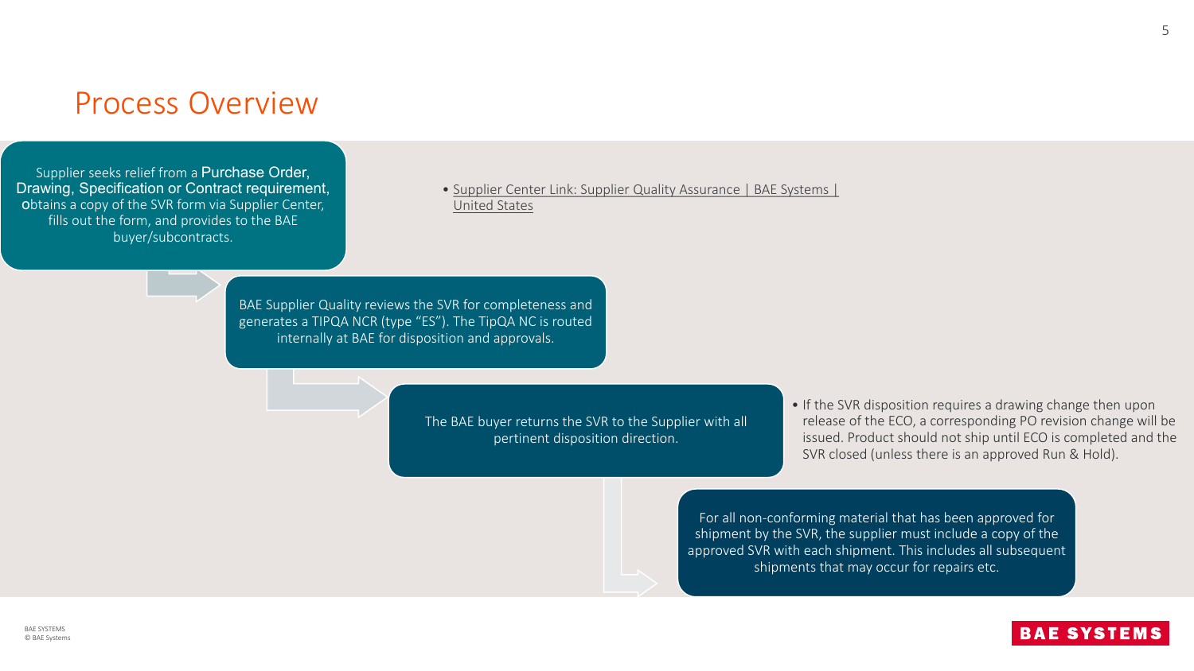# Process Overview

Supplier seeks relief from a Purchase Order, Drawing, Specification or Contract requirement, obtains a copy of the SVR form via Supplier Center, fills out the form, and provides to the BAE buyer/subcontracts.

- Supplier Center Link: Supplier Quality Assurance | BAE Systems | United States

BAE Supplier Quality reviews the SVR for completeness and generates a TIPQA NCR (type “ES”). The TipQA NC is routed internally at BAE for disposition and approvals.

The BAE buyer returns the SVR to the Supplier with all pertinent disposition direction.

- If the SVR disposition requires a drawing change then upon release of the ECO, a corresponding PO revision change will be issued. Product should not ship until ECO is completed and the SVR closed (unless there is an approved Run & Hold).

For all non-conforming material that has been approved for shipment by the SVR, the supplier must include a copy of the approved SVR with each shipment. This includes all subsequent shipments that may occur for repairs etc.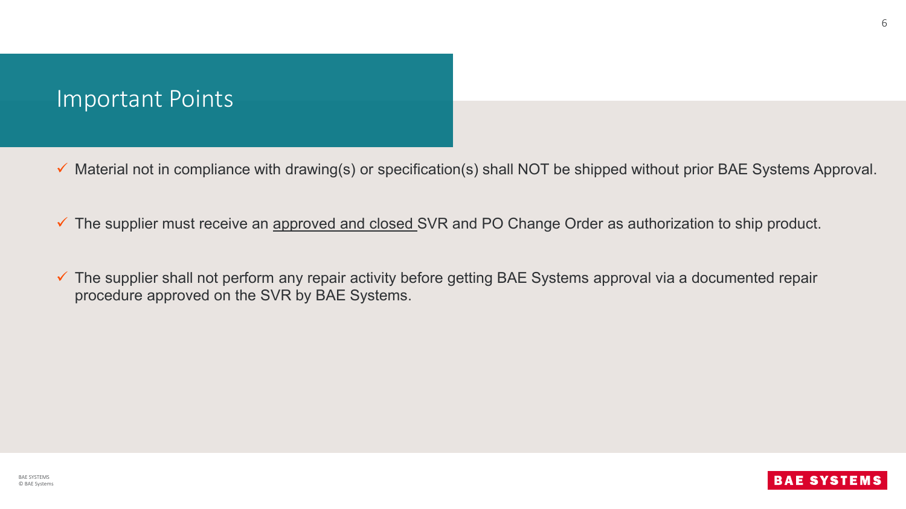# Important Points

- ✓ Material not in compliance with drawing(s) or specification(s) shall NOT be shipped without prior BAE Systems Approval.
- ✓ The supplier must receive an approved and closed SVR and PO Change Order as authorization to ship product.
- ✓ The supplier shall not perform any repair activity before getting BAE Systems approval via a documented repair procedure approved on the SVR by BAE Systems.